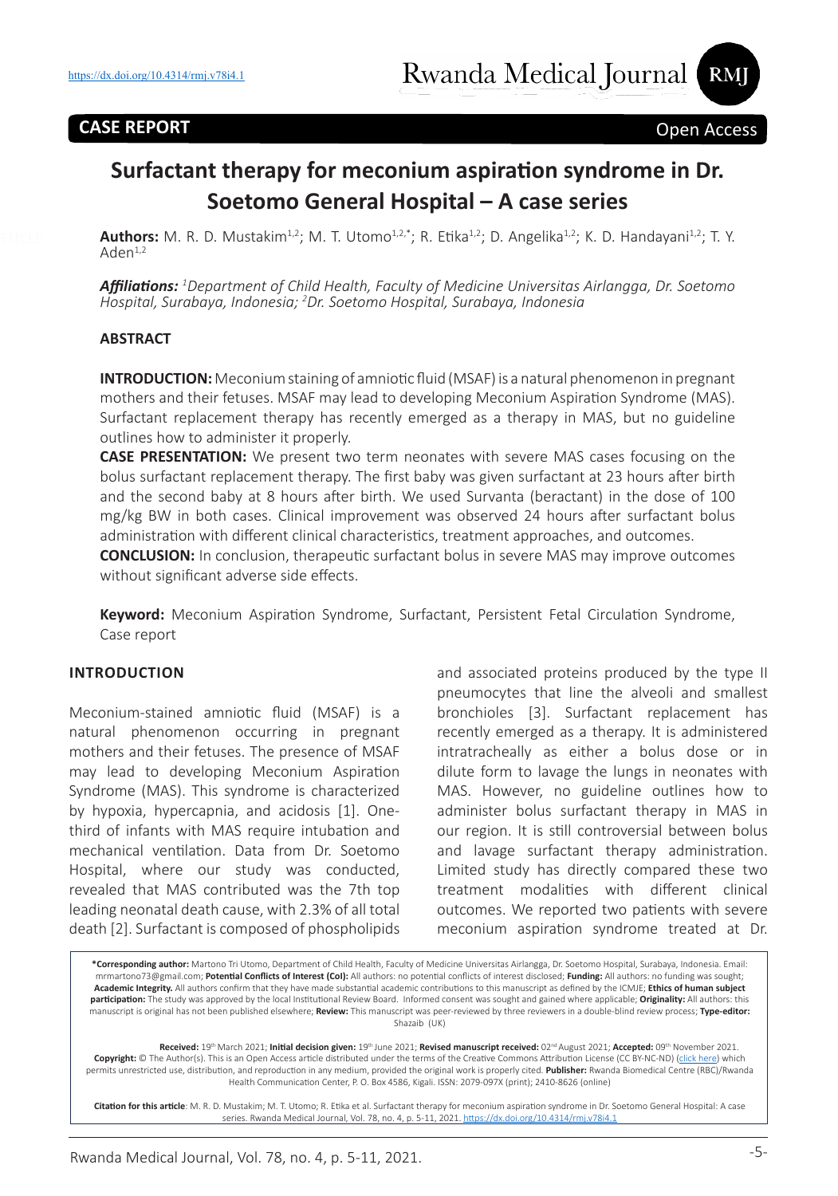**CASE REPORT** Open Access

# Surfactant therapy for meconium aspiration syndrome in Dr. Soetomo General Hospital – A case series

**Authors:** M. R. D. Mustakim[1,2]; M. T. Utomo[1,2,*]; R. Etika[1,2]; D. Angelika[1,2]; K. D. Handayani[1,2]; T. Y. Aden[1,2]

***Affiliations:*** *[1]Department of Child Health, Faculty of Medicine Universitas Airlangga, Dr. Soetomo Hospital, Surabaya, Indonesia; [2]Dr. Soetomo Hospital, Surabaya, Indonesia*

## ABSTRACT

**INTRODUCTION:** Meconium staining of amniotic fluid (MSAF) is a natural phenomenon in pregnant mothers and their fetuses. MSAF may lead to developing Meconium Aspiration Syndrome (MAS). Surfactant replacement therapy has recently emerged as a therapy in MAS, but no guideline outlines how to administer it properly.

**CASE PRESENTATION:** We present two term neonates with severe MAS cases focusing on the bolus surfactant replacement therapy. The first baby was given surfactant at 23 hours after birth and the second baby at 8 hours after birth. We used Survanta (beractant) in the dose of 100 mg/kg BW in both cases. Clinical improvement was observed 24 hours after surfactant bolus administration with different clinical characteristics, treatment approaches, and outcomes.

**CONCLUSION:** In conclusion, therapeutic surfactant bolus in severe MAS may improve outcomes without significant adverse side effects.

**Keyword:** Meconium Aspiration Syndrome, Surfactant, Persistent Fetal Circulation Syndrome, Case report

## INTRODUCTION

Meconium-stained amniotic fluid (MSAF) is a natural phenomenon occurring in pregnant mothers and their fetuses. The presence of MSAF may lead to developing Meconium Aspiration Syndrome (MAS). This syndrome is characterized by hypoxia, hypercapnia, and acidosis [1]. One-third of infants with MAS require intubation and mechanical ventilation. Data from Dr. Soetomo Hospital, where our study was conducted, revealed that MAS contributed was the 7th top leading neonatal death cause, with 2.3% of all total death [2]. Surfactant is composed of phospholipids and associated proteins produced by the type II pneumocytes that line the alveoli and smallest bronchioles [3]. Surfactant replacement has recently emerged as a therapy. It is administered intratracheally as either a bolus dose or in dilute form to lavage the lungs in neonates with MAS. However, no guideline outlines how to administer bolus surfactant therapy in MAS in our region. It is still controversial between bolus and lavage surfactant therapy administration. Limited study has directly compared these two treatment modalities with different clinical outcomes. We reported two patients with severe meconium aspiration syndrome treated at Dr.

**\*Corresponding author:** Martono Tri Utomo, Department of Child Health, Faculty of Medicine Universitas Airlangga, Dr. Soetomo Hospital, Surabaya, Indonesia. Email: mrmartono73@gmail.com; **Potential Conflicts of Interest (CoI):** All authors: no potential conflicts of interest disclosed; **Funding:** All authors: no funding was sought; **Academic Integrity.** All authors confirm that they have made substantial academic contributions to this manuscript as defined by the ICMJE; **Ethics of human subject participation:** The study was approved by the local Institutional Review Board. Informed consent was sought and gained where applicable; **Originality:** All authors: this manuscript is original has not been published elsewhere; **Review:** This manuscript was peer-reviewed by three reviewers in a double-blind review process; **Type-editor:** Shazaib (UK)

**Received:** 19th March 2021; **Initial decision given:** 19th June 2021; **Revised manuscript received:** 02nd August 2021; **Accepted:** 09th November 2021. **Copyright:** © The Author(s). This is an Open Access article distributed under the terms of the Creative Commons Attribution License (CC BY-NC-ND) (click here) which permits unrestricted use, distribution, and reproduction in any medium, provided the original work is properly cited. **Publisher:** Rwanda Biomedical Centre (RBC)/Rwanda Health Communication Center, P. O. Box 4586, Kigali. ISSN: 2079-097X (print); 2410-8626 (online)

**Citation for this article**: M. R. D. Mustakim; M. T. Utomo; R. Etika et al. Surfactant therapy for meconium aspiration syndrome in Dr. Soetomo General Hospital: A case series. Rwanda Medical Journal, Vol. 78, no. 4, p. 5-11, 2021. https://dx.doi.org/10.4314/rmj.v78i4.1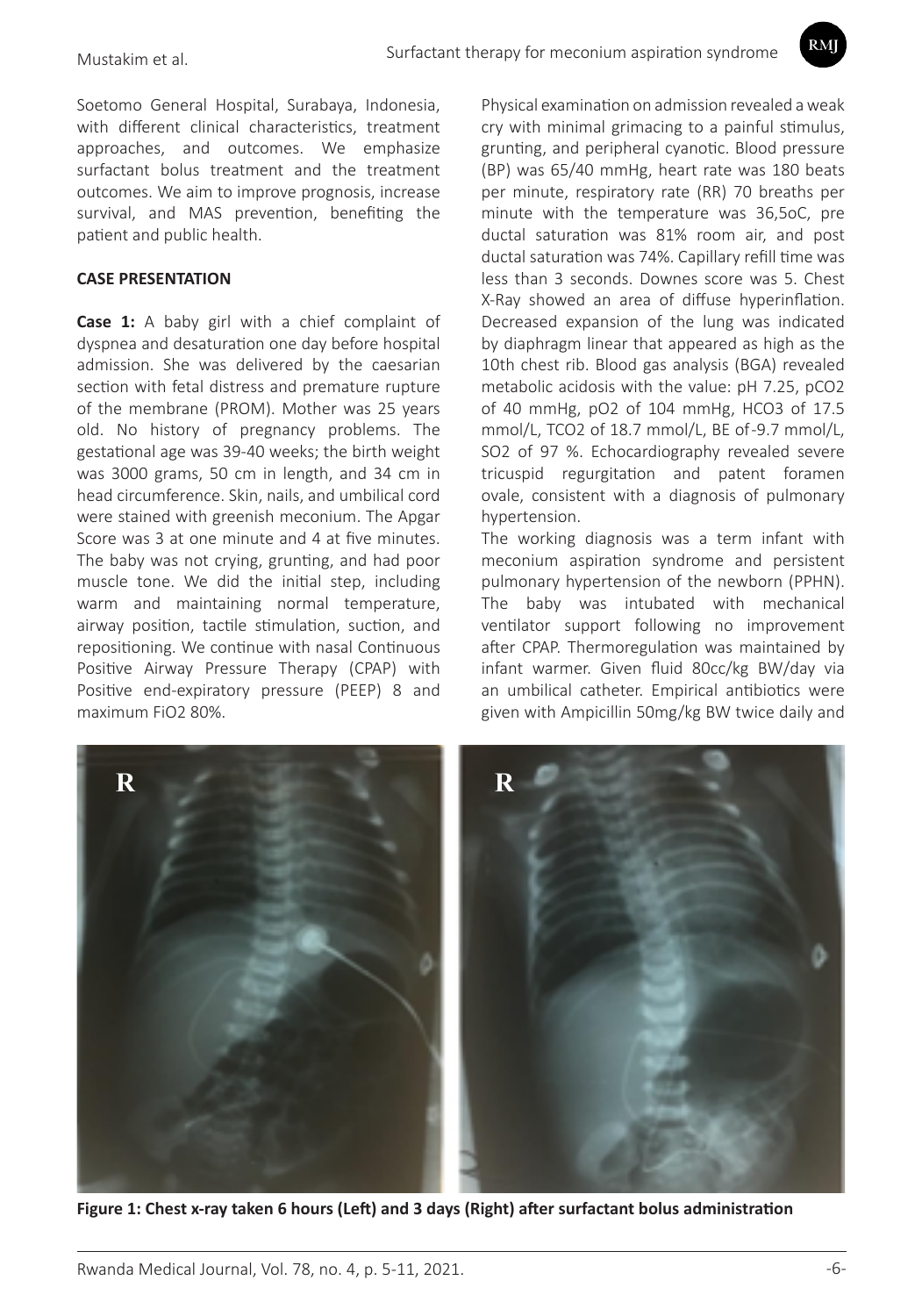Soetomo General Hospital, Surabaya, Indonesia, with different clinical characteristics, treatment approaches, and outcomes. We emphasize surfactant bolus treatment and the treatment outcomes. We aim to improve prognosis, increase survival, and MAS prevention, benefiting the patient and public health.

## CASE PRESENTATION

**Case 1:** A baby girl with a chief complaint of dyspnea and desaturation one day before hospital admission. She was delivered by the caesarian section with fetal distress and premature rupture of the membrane (PROM). Mother was 25 years old. No history of pregnancy problems. The gestational age was 39-40 weeks; the birth weight was 3000 grams, 50 cm in length, and 34 cm in head circumference. Skin, nails, and umbilical cord were stained with greenish meconium. The Apgar Score was 3 at one minute and 4 at five minutes. The baby was not crying, grunting, and had poor muscle tone. We did the initial step, including warm and maintaining normal temperature, airway position, tactile stimulation, suction, and repositioning. We continue with nasal Continuous Positive Airway Pressure Therapy (CPAP) with Positive end-expiratory pressure (PEEP) 8 and maximum $FiO_2$ 80%.

Physical examination on admission revealed a weak cry with minimal grimacing to a painful stimulus, grunting, and peripheral cyanotic. Blood pressure (BP) was 65/40 mmHg, heart rate was 180 beats per minute, respiratory rate (RR) 70 breaths per minute with the temperature was 36,5oC, pre ductal saturation was 81% room air, and post ductal saturation was 74%. Capillary refill time was less than 3 seconds. Downes score was 5. Chest X-Ray showed an area of diffuse hyperinflation. Decreased expansion of the lung was indicated by diaphragm linear that appeared as high as the 10th chest rib. Blood gas analysis (BGA) revealed metabolic acidosis with the value: pH 7.25, $pCO_2$ of 40 mmHg, $pO_2$ of 104 mmHg, $HCO_3$ of 17.5 mmol/L, $TCO_2$ of 18.7 mmol/L, BE of -9.7 mmol/L, $SO_2$ of 97 %. Echocardiography revealed severe tricuspid regurgitation and patent foramen ovale, consistent with a diagnosis of pulmonary hypertension.

The working diagnosis was a term infant with meconium aspiration syndrome and persistent pulmonary hypertension of the newborn (PPHN). The baby was intubated with mechanical ventilator support following no improvement after CPAP. Thermoregulation was maintained by infant warmer. Given fluid 80cc/kg BW/day via an umbilical catheter. Empirical antibiotics were given with Ampicillin 50mg/kg BW twice daily and

**Figure 1: Chest x-ray taken 6 hours (Left) and 3 days (Right) after surfactant bolus administration**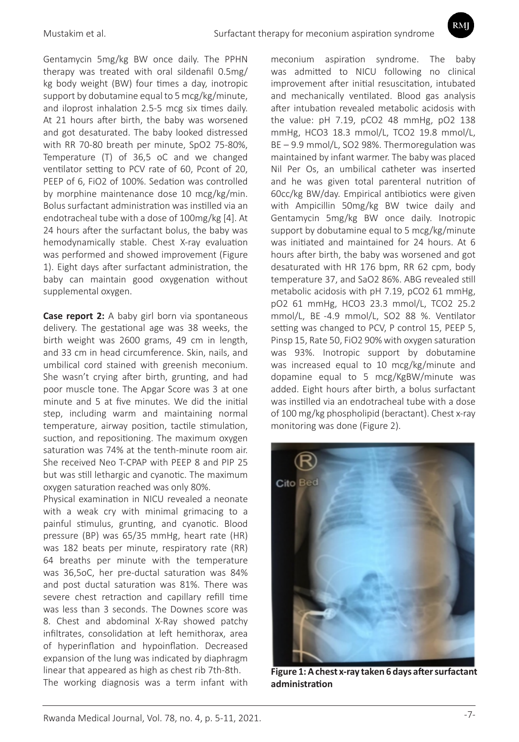Gentamycin 5mg/kg BW once daily. The PPHN therapy was treated with oral sildenafil 0.5mg/kg body weight (BW) four times a day, inotropic support by dobutamine equal to 5 mcg/kg/minute, and iloprost inhalation 2.5-5 mcg six times daily. At 21 hours after birth, the baby was worsened and got desaturated. The baby looked distressed with RR 70-80 breath per minute, SpO2 75-80%, Temperature (T) of 36,5 oC and we changed ventilator setting to PCV rate of 60, Pcont of 20, PEEP of 6, FiO2 of 100%. Sedation was controlled by morphine maintenance dose 10 mcg/kg/min. Bolus surfactant administration was instilled via an endotracheal tube with a dose of 100mg/kg [4]. At 24 hours after the surfactant bolus, the baby was hemodynamically stable. Chest X-ray evaluation was performed and showed improvement (Figure 1). Eight days after surfactant administration, the baby can maintain good oxygenation without supplemental oxygen.

**Case report 2:** A baby girl born via spontaneous delivery. The gestational age was 38 weeks, the birth weight was 2600 grams, 49 cm in length, and 33 cm in head circumference. Skin, nails, and umbilical cord stained with greenish meconium. She wasn't crying after birth, grunting, and had poor muscle tone. The Apgar Score was 3 at one minute and 5 at five minutes. We did the initial step, including warm and maintaining normal temperature, airway position, tactile stimulation, suction, and repositioning. The maximum oxygen saturation was 74% at the tenth-minute room air. She received Neo T-CPAP with PEEP 8 and PIP 25 but was still lethargic and cyanotic. The maximum oxygen saturation reached was only 80%.

Physical examination in NICU revealed a neonate with a weak cry with minimal grimacing to a painful stimulus, grunting, and cyanotic. Blood pressure (BP) was 65/35 mmHg, heart rate (HR) was 182 beats per minute, respiratory rate (RR) 64 breaths per minute with the temperature was 36,5oC, her pre-ductal saturation was 84% and post ductal saturation was 81%. There was severe chest retraction and capillary refill time was less than 3 seconds. The Downes score was 8. Chest and abdominal X-Ray showed patchy infiltrates, consolidation at left hemithorax, area of hyperinflation and hypoinflation. Decreased expansion of the lung was indicated by diaphragm linear that appeared as high as chest rib 7th-8th.

The working diagnosis was a term infant with meconium aspiration syndrome. The baby was admitted to NICU following no clinical improvement after initial resuscitation, intubated and mechanically ventilated. Blood gas analysis after intubation revealed metabolic acidosis with the value: pH 7.19, pCO2 48 mmHg, pO2 138 mmHg, HCO3 18.3 mmol/L, TCO2 19.8 mmol/L, BE – 9.9 mmol/L, SO2 98%. Thermoregulation was maintained by infant warmer. The baby was placed Nil Per Os, an umbilical catheter was inserted and he was given total parenteral nutrition of 60cc/kg BW/day. Empirical antibiotics were given with Ampicillin 50mg/kg BW twice daily and Gentamycin 5mg/kg BW once daily. Inotropic support by dobutamine equal to 5 mcg/kg/minute was initiated and maintained for 24 hours. At 6 hours after birth, the baby was worsened and got desaturated with HR 176 bpm, RR 62 cpm, body temperature 37, and SaO2 86%. ABG revealed still metabolic acidosis with pH 7.19, pCO2 61 mmHg, pO2 61 mmHg, HCO3 23.3 mmol/L, TCO2 25.2 mmol/L, BE -4.9 mmol/L, SO2 88 %. Ventilator setting was changed to PCV, P control 15, PEEP 5, Pinsp 15, Rate 50, FiO2 90% with oxygen saturation was 93%. Inotropic support by dobutamine was increased equal to 10 mcg/kg/minute and dopamine equal to 5 mcg/KgBW/minute was added. Eight hours after birth, a bolus surfactant was instilled via an endotracheal tube with a dose of 100 mg/kg phospholipid (beractant). Chest x-ray monitoring was done (Figure 2).

**Figure 1: A chest x-ray taken 6 days after surfactant administration**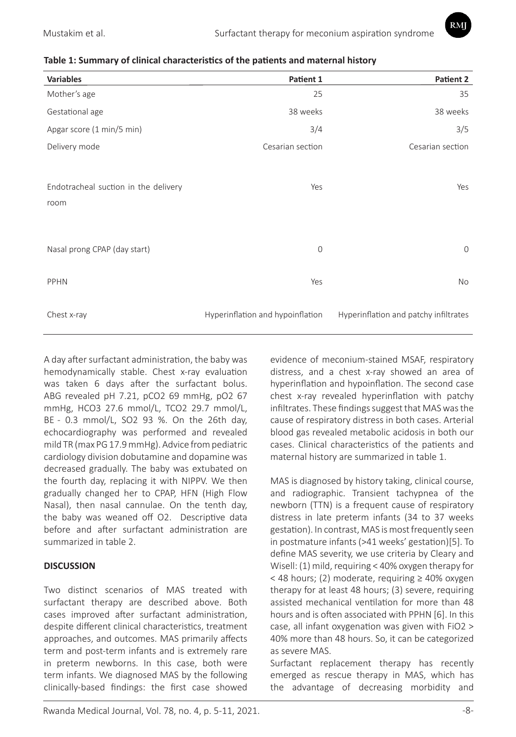**Table 1: Summary of clinical characteristics of the patients and maternal history**

| Variables | Patient 1 | Patient 2 |
|---|---|---|
| Mother's age | 25 | 35 |
| Gestational age | 38 weeks | 38 weeks |
| Apgar score (1 min/5 min) | 3/4 | 3/5 |
| Delivery mode | Cesarian section | Cesarian section |
| Endotracheal suction in the delivery room | Yes | Yes |
| Nasal prong CPAP (day start) | 0 | 0 |
| PPHN | Yes | No |
| Chest x-ray | Hyperinflation and hypoinflation | Hyperinflation and patchy infiltrates |

A day after surfactant administration, the baby was hemodynamically stable. Chest x-ray evaluation was taken 6 days after the surfactant bolus. ABG revealed pH 7.21, pCO2 69 mmHg, pO2 67 mmHg, HCO3 27.6 mmol/L, TCO2 29.7 mmol/L, BE - 0.3 mmol/L, SO2 93 %. On the 26th day, echocardiography was performed and revealed mild TR (max PG 17.9 mmHg). Advice from pediatric cardiology division dobutamine and dopamine was decreased gradually. The baby was extubated on the fourth day, replacing it with NIPPV. We then gradually changed her to CPAP, HFN (High Flow Nasal), then nasal cannulae. On the tenth day, the baby was weaned off O2. Descriptive data before and after surfactant administration are summarized in table 2.

## DISCUSSION

Two distinct scenarios of MAS treated with surfactant therapy are described above. Both cases improved after surfactant administration, despite different clinical characteristics, treatment approaches, and outcomes. MAS primarily affects term and post-term infants and is extremely rare in preterm newborns. In this case, both were term infants. We diagnosed MAS by the following clinically-based findings: the first case showed evidence of meconium-stained MSAF, respiratory distress, and a chest x-ray showed an area of hyperinflation and hypoinflation. The second case chest x-ray revealed hyperinflation with patchy infiltrates. These findings suggest that MAS was the cause of respiratory distress in both cases. Arterial blood gas revealed metabolic acidosis in both our cases. Clinical characteristics of the patients and maternal history are summarized in table 1.

MAS is diagnosed by history taking, clinical course, and radiographic. Transient tachypnea of the newborn (TTN) is a frequent cause of respiratory distress in late preterm infants (34 to 37 weeks gestation). In contrast, MAS is most frequently seen in postmature infants (>41 weeks' gestation)[5]. To define MAS severity, we use criteria by Cleary and Wisell: (1) mild, requiring < 40% oxygen therapy for < 48 hours; (2) moderate, requiring ≥ 40% oxygen therapy for at least 48 hours; (3) severe, requiring assisted mechanical ventilation for more than 48 hours and is often associated with PPHN [6]. In this case, all infant oxygenation was given with FiO2 > 40% more than 48 hours. So, it can be categorized as severe MAS.

Surfactant replacement therapy has recently emerged as rescue therapy in MAS, which has the advantage of decreasing morbidity and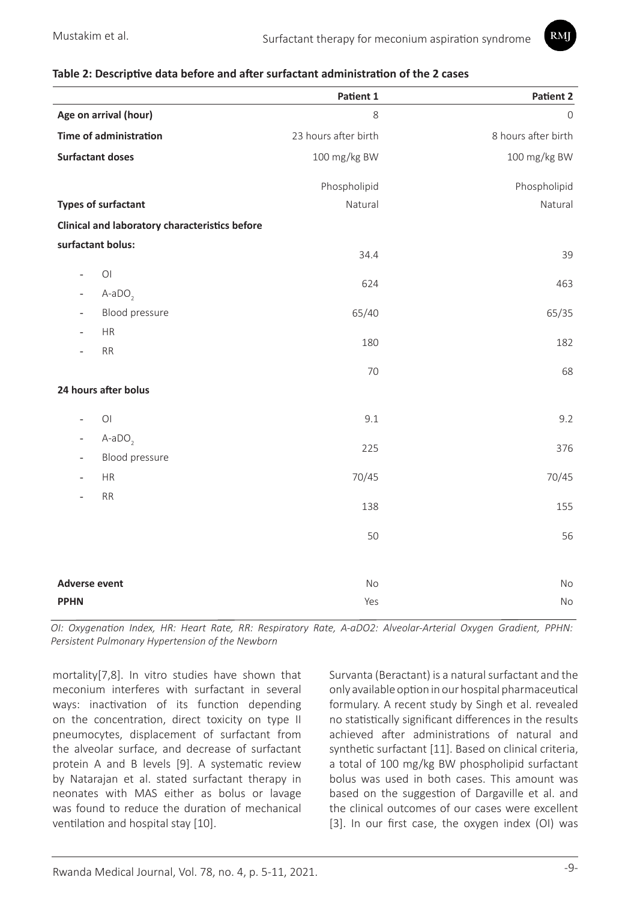**Table 2: Descriptive data before and after surfactant administration of the 2 cases**

| | Patient 1 | Patient 2 |
|---|---|---|
| **Age on arrival (hour)** | 8 | 0 |
| **Time of administration** | 23 hours after birth | 8 hours after birth |
| **Surfactant doses** | 100 mg/kg BW Phospholipid | 100 mg/kg BW Phospholipid |
| **Types of surfactant** | Natural | Natural |
| **Clinical and laboratory characteristics before surfactant bolus:** | | |
| - OI | 34.4 | 39 |
| - A-a$DO_2$ | 624 | 463 |
| - Blood pressure | 65/40 | 65/35 |
| - HR | 180 | 182 |
| - RR | 70 | 68 |
| **24 hours after bolus** | | |
| - OI | 9.1 | 9.2 |
| - A-a$DO_2$ | 225 | 376 |
| - Blood pressure | 70/45 | 70/45 |
| - HR | 138 | 155 |
| - RR | 50 | 56 |
| **Adverse event** | No | No |
| **PPHN** | Yes | No |

*OI: Oxygenation Index, HR: Heart Rate, RR: Respiratory Rate, A-aDO2: Alveolar-Arterial Oxygen Gradient, PPHN: Persistent Pulmonary Hypertension of the Newborn*

mortality[7,8]. In vitro studies have shown that meconium interferes with surfactant in several ways: inactivation of its function depending on the concentration, direct toxicity on type II pneumocytes, displacement of surfactant from the alveolar surface, and decrease of surfactant protein A and B levels [9]. A systematic review by Natarajan et al. stated surfactant therapy in neonates with MAS either as bolus or lavage was found to reduce the duration of mechanical ventilation and hospital stay [10].

Survanta (Beractant) is a natural surfactant and the only available option in our hospital pharmaceutical formulary. A recent study by Singh et al. revealed no statistically significant differences in the results achieved after administrations of natural and synthetic surfactant [11]. Based on clinical criteria, a total of 100 mg/kg BW phospholipid surfactant bolus was used in both cases. This amount was based on the suggestion of Dargaville et al. and the clinical outcomes of our cases were excellent [3]. In our first case, the oxygen index (OI) was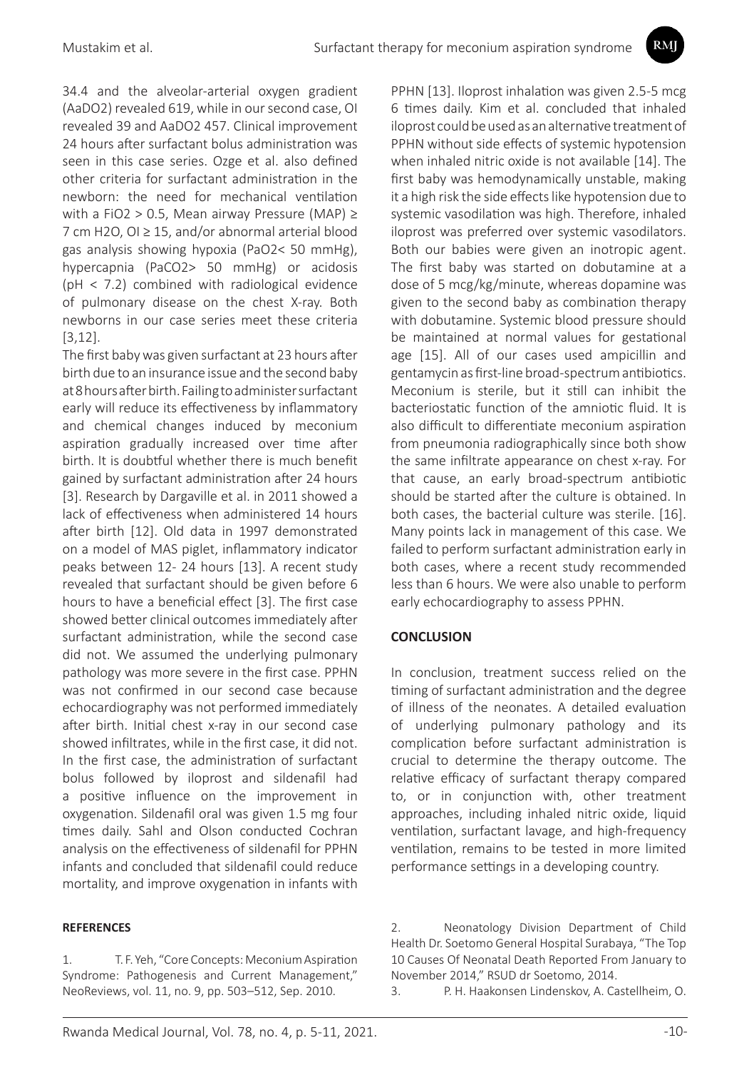34.4 and the alveolar-arterial oxygen gradient (AaDO2) revealed 619, while in our second case, OI revealed 39 and AaDO2 457. Clinical improvement 24 hours after surfactant bolus administration was seen in this case series. Ozge et al. also defined other criteria for surfactant administration in the newborn: the need for mechanical ventilation with a $FiO_2 > 0.5$, Mean airway Pressure (MAP) ≥ 7 cm $H_2O$, OI ≥ 15, and/or abnormal arterial blood gas analysis showing hypoxia ($PaO_2 < 50$ mmHg), hypercapnia ($PaCO_2 > 50$ mmHg) or acidosis (pH < 7.2) combined with radiological evidence of pulmonary disease on the chest X-ray. Both newborns in our case series meet these criteria [3,12].

The first baby was given surfactant at 23 hours after birth due to an insurance issue and the second baby at 8 hours after birth. Failing to administer surfactant early will reduce its effectiveness by inflammatory and chemical changes induced by meconium aspiration gradually increased over time after birth. It is doubtful whether there is much benefit gained by surfactant administration after 24 hours [3]. Research by Dargaville et al. in 2011 showed a lack of effectiveness when administered 14 hours after birth [12]. Old data in 1997 demonstrated on a model of MAS piglet, inflammatory indicator peaks between 12- 24 hours [13]. A recent study revealed that surfactant should be given before 6 hours to have a beneficial effect [3]. The first case showed better clinical outcomes immediately after surfactant administration, while the second case did not. We assumed the underlying pulmonary pathology was more severe in the first case. PPHN was not confirmed in our second case because echocardiography was not performed immediately after birth. Initial chest x-ray in our second case showed infiltrates, while in the first case, it did not. In the first case, the administration of surfactant bolus followed by iloprost and sildenafil had a positive influence on the improvement in oxygenation. Sildenafil oral was given 1.5 mg four times daily. Sahl and Olson conducted Cochran analysis on the effectiveness of sildenafil for PPHN infants and concluded that sildenafil could reduce mortality, and improve oxygenation in infants with PPHN [13]. Iloprost inhalation was given 2.5-5 mcg 6 times daily. Kim et al. concluded that inhaled iloprost could be used as an alternative treatment of PPHN without side effects of systemic hypotension when inhaled nitric oxide is not available [14]. The first baby was hemodynamically unstable, making it a high risk the side effects like hypotension due to systemic vasodilation was high. Therefore, inhaled iloprost was preferred over systemic vasodilators. Both our babies were given an inotropic agent. The first baby was started on dobutamine at a dose of 5 mcg/kg/minute, whereas dopamine was given to the second baby as combination therapy with dobutamine. Systemic blood pressure should be maintained at normal values for gestational age [15]. All of our cases used ampicillin and gentamycin as first-line broad-spectrum antibiotics. Meconium is sterile, but it still can inhibit the bacteriostatic function of the amniotic fluid. It is also difficult to differentiate meconium aspiration from pneumonia radiographically since both show the same infiltrate appearance on chest x-ray. For that cause, an early broad-spectrum antibiotic should be started after the culture is obtained. In both cases, the bacterial culture was sterile. [16]. Many points lack in management of this case. We failed to perform surfactant administration early in both cases, where a recent study recommended less than 6 hours. We were also unable to perform early echocardiography to assess PPHN.

## CONCLUSION

In conclusion, treatment success relied on the timing of surfactant administration and the degree of illness of the neonates. A detailed evaluation of underlying pulmonary pathology and its complication before surfactant administration is crucial to determine the therapy outcome. The relative efficacy of surfactant therapy compared to, or in conjunction with, other treatment approaches, including inhaled nitric oxide, liquid ventilation, surfactant lavage, and high-frequency ventilation, remains to be tested in more limited performance settings in a developing country.

## REFERENCES

1. T. F. Yeh, "Core Concepts: Meconium Aspiration Syndrome: Pathogenesis and Current Management," NeoReviews, vol. 11, no. 9, pp. 503–512, Sep. 2010.
2. Neonatology Division Department of Child Health Dr. Soetomo General Hospital Surabaya, "The Top 10 Causes Of Neonatal Death Reported From January to November 2014," RSUD dr Soetomo, 2014.
3. P. H. Haakonsen Lindenskov, A. Castellheim, O.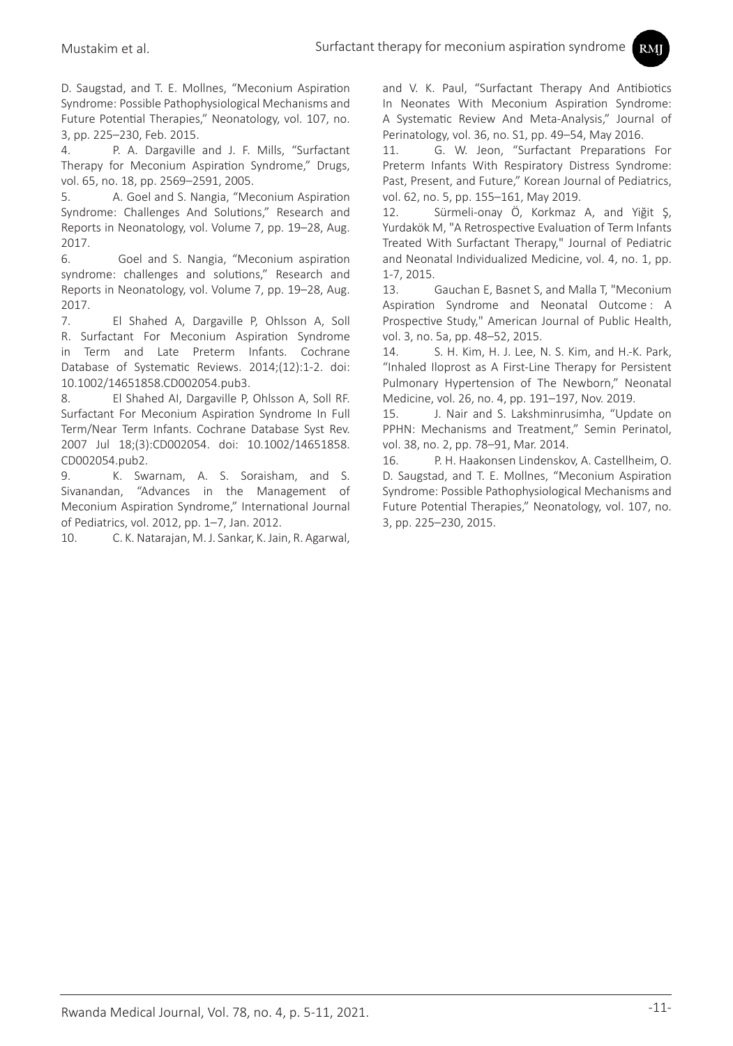D. Saugstad, and T. E. Mollnes, “Meconium Aspiration Syndrome: Possible Pathophysiological Mechanisms and Future Potential Therapies,” Neonatology, vol. 107, no. 3, pp. 225–230, Feb. 2015.

4. P. A. Dargaville and J. F. Mills, “Surfactant Therapy for Meconium Aspiration Syndrome,” Drugs, vol. 65, no. 18, pp. 2569–2591, 2005.

5. A. Goel and S. Nangia, “Meconium Aspiration Syndrome: Challenges And Solutions,” Research and Reports in Neonatology, vol. Volume 7, pp. 19–28, Aug. 2017.

6. Goel and S. Nangia, “Meconium aspiration syndrome: challenges and solutions,” Research and Reports in Neonatology, vol. Volume 7, pp. 19–28, Aug. 2017.

7. El Shahed A, Dargaville P, Ohlsson A, Soll R. Surfactant For Meconium Aspiration Syndrome in Term and Late Preterm Infants. Cochrane Database of Systematic Reviews. 2014;(12):1-2. doi: 10.1002/14651858.CD002054.pub3.

8. El Shahed AI, Dargaville P, Ohlsson A, Soll RF. Surfactant For Meconium Aspiration Syndrome In Full Term/Near Term Infants. Cochrane Database Syst Rev. 2007 Jul 18;(3):CD002054. doi: 10.1002/14651858.CD002054.pub2.

9. K. Swarnam, A. S. Soraisham, and S. Sivanandan, “Advances in the Management of Meconium Aspiration Syndrome,” International Journal of Pediatrics, vol. 2012, pp. 1–7, Jan. 2012.

10. C. K. Natarajan, M. J. Sankar, K. Jain, R. Agarwal, and V. K. Paul, “Surfactant Therapy And Antibiotics In Neonates With Meconium Aspiration Syndrome: A Systematic Review And Meta-Analysis,” Journal of Perinatology, vol. 36, no. S1, pp. 49–54, May 2016.

11. G. W. Jeon, “Surfactant Preparations For Preterm Infants With Respiratory Distress Syndrome: Past, Present, and Future,” Korean Journal of Pediatrics, vol. 62, no. 5, pp. 155–161, May 2019.

12. Sürmeli-onay Ö, Korkmaz A, and Yiğit Ş, Yurdakök M, "A Retrospective Evaluation of Term Infants Treated With Surfactant Therapy," Journal of Pediatric and Neonatal Individualized Medicine, vol. 4, no. 1, pp. 1-7, 2015.

13. Gauchan E, Basnet S, and Malla T, "Meconium Aspiration Syndrome and Neonatal Outcome : A Prospective Study," American Journal of Public Health, vol. 3, no. 5a, pp. 48–52, 2015.

14. S. H. Kim, H. J. Lee, N. S. Kim, and H.-K. Park, “Inhaled Iloprost as A First-Line Therapy for Persistent Pulmonary Hypertension of The Newborn,” Neonatal Medicine, vol. 26, no. 4, pp. 191–197, Nov. 2019.

15. J. Nair and S. Lakshminrusimha, “Update on PPHN: Mechanisms and Treatment,” Semin Perinatol, vol. 38, no. 2, pp. 78–91, Mar. 2014.

16. P. H. Haakonsen Lindenskov, A. Castellheim, O. D. Saugstad, and T. E. Mollnes, “Meconium Aspiration Syndrome: Possible Pathophysiological Mechanisms and Future Potential Therapies,” Neonatology, vol. 107, no. 3, pp. 225–230, 2015.